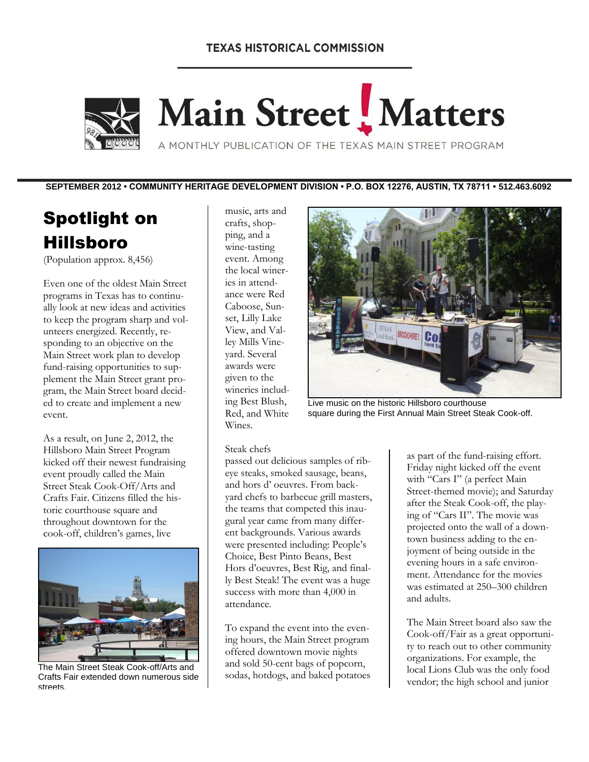**TEXAS HISTORICAL COMMISSION**

# Main Street ! Matters

A MONTHLY PUBLICATION OF THE TEXAS MAIN STREET PROGRAM

**SEPTEMBER 2012 • COMMUNITY HERITAGE DEVELOPMENT DIVISION • P.O. BOX 12276, AUSTIN, TX 78711 • 512.463.6092**

## Spotlight on Hillsboro

(Population approx. 8,456)

Even one of the oldest Main Street programs in Texas has to continually look at new ideas and activities to keep the program sharp and volunteers energized. Recently, responding to an objective on the Main Street work plan to develop fund-raising opportunities to supplement the Main Street grant program, the Main Street board decided to create and implement a new event.

As a result, on June 2, 2012, the Hillsboro Main Street Program kicked off their newest fundraising event proudly called the Main Street Steak Cook-Off/Arts and Crafts Fair. Citizens filled the historic courthouse square and throughout downtown for the cook-off, children's games, live music, arts and crafts, shopping, and a wine-tasting event. Among the local wineries in attendance were Red Caboose, Sunset, Lilly Lake View, and Valley Mills Vineyard. Several awards were given to the wineries including Best Blush, Red, and White Wines.

The Main Street Steak Cook-off/Arts and Crafts Fair extended down numerous side streets.

Live music on the historic Hillsboro courthouse square during the First Annual Main Street Steak Cook-off.

Steak chefs passed out delicious samples of rib-eye steaks, smoked sausage, beans, and hors d' oeuvres. From backyard chefs to barbecue grill masters, the teams that competed this inaugural year came from many different backgrounds. Various awards were presented including: People's Choice, Best Pinto Beans, Best Hors d'oeuvres, Best Rig, and finally Best Steak! The event was a huge success with more than 4,000 in attendance.

To expand the event into the evening hours, the Main Street program offered downtown movie nights and sold 50-cent bags of popcorn, sodas, hotdogs, and baked potatoes as part of the fund-raising effort. Friday night kicked off the event with "Cars I" (a perfect Main Street-themed movie); and Saturday after the Steak Cook-off, the playing of "Cars II". The movie was projected onto the wall of a downtown business adding to the enjoyment of being outside in the evening hours in a safe environment. Attendance for the movies was estimated at 250–300 children and adults.

The Main Street board also saw the Cook-off/Fair as a great opportunity to reach out to other community organizations. For example, the local Lions Club was the only food vendor; the high school and junior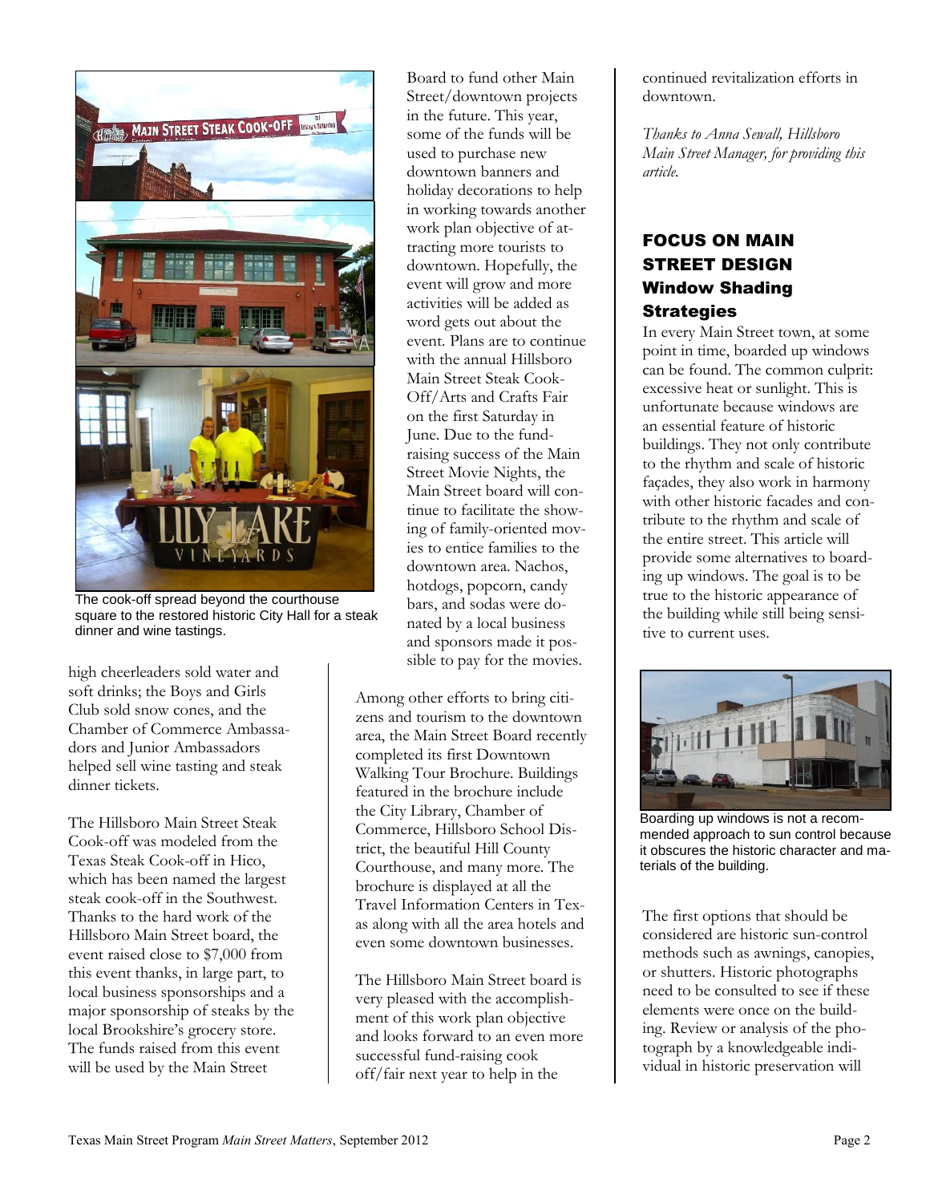The cook-off spread beyond the courthouse square to the restored historic City Hall for a steak dinner and wine tastings.

high cheerleaders sold water and soft drinks; the Boys and Girls Club sold snow cones, and the Chamber of Commerce Ambassadors and Junior Ambassadors helped sell wine tasting and steak dinner tickets.

The Hillsboro Main Street Steak Cook-off was modeled from the Texas Steak Cook-off in Hico, which has been named the largest steak cook-off in the Southwest. Thanks to the hard work of the Hillsboro Main Street board, the event raised close to $7,000 from this event thanks, in large part, to local business sponsorships and a major sponsorship of steaks by the local Brookshire's grocery store. The funds raised from this event will be used by the Main Street Board to fund other Main Street/downtown projects in the future. This year, some of the funds will be used to purchase new downtown banners and holiday decorations to help in working towards another work plan objective of attracting more tourists to downtown. Hopefully, the event will grow and more activities will be added as word gets out about the event. Plans are to continue with the annual Hillsboro Main Street Steak Cook-Off/Arts and Crafts Fair on the first Saturday in June. Due to the fund-raising success of the Main Street Movie Nights, the Main Street board will continue to facilitate the showing of family-oriented movies to entice families to the downtown area. Nachos, hotdogs, popcorn, candy bars, and sodas were donated by a local business and sponsors made it possible to pay for the movies.

Among other efforts to bring citizens and tourism to the downtown area, the Main Street Board recently completed its first Downtown Walking Tour Brochure. Buildings featured in the brochure include the City Library, Chamber of Commerce, Hillsboro School District, the beautiful Hill County Courthouse, and many more. The brochure is displayed at all the Travel Information Centers in Texas along with all the area hotels and even some downtown businesses.

The Hillsboro Main Street board is very pleased with the accomplishment of this work plan objective and looks forward to an even more successful fund-raising cook off/fair next year to help in the continued revitalization efforts in downtown.

*Thanks to Anna Sewall, Hillsboro Main Street Manager, for providing this article.*

## FOCUS ON MAIN STREET DESIGN

### Window Shading Strategies

In every Main Street town, at some point in time, boarded up windows can be found. The common culprit: excessive heat or sunlight. This is unfortunate because windows are an essential feature of historic buildings. They not only contribute to the rhythm and scale of historic façades, they also work in harmony with other historic facades and contribute to the rhythm and scale of the entire street. This article will provide some alternatives to boarding up windows. The goal is to be true to the historic appearance of the building while still being sensitive to current uses.

Boarding up windows is not a recommended approach to sun control because it obscures the historic character and materials of the building.

The first options that should be considered are historic sun-control methods such as awnings, canopies, or shutters. Historic photographs need to be consulted to see if these elements were once on the building. Review or analysis of the photograph by a knowledgeable individual in historic preservation will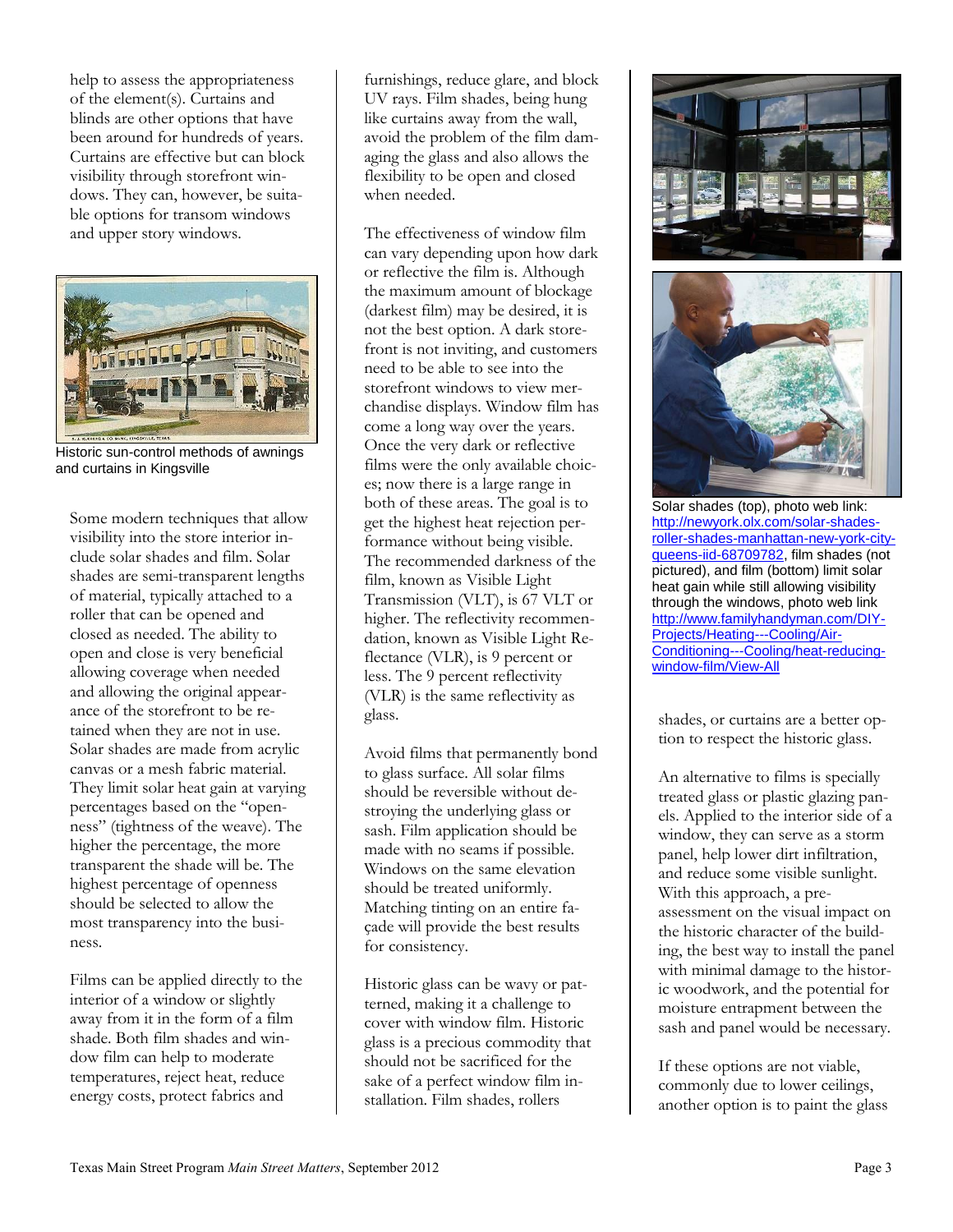help to assess the appropriateness of the element(s). Curtains and blinds are other options that have been around for hundreds of years. Curtains are effective but can block visibility through storefront windows. They can, however, be suitable options for transom windows and upper story windows.

Historic sun-control methods of awnings and curtains in Kingsville

Some modern techniques that allow visibility into the store interior include solar shades and film. Solar shades are semi-transparent lengths of material, typically attached to a roller that can be opened and closed as needed. The ability to open and close is very beneficial allowing coverage when needed and allowing the original appearance of the storefront to be retained when they are not in use. Solar shades are made from acrylic canvas or a mesh fabric material. They limit solar heat gain at varying percentages based on the "openness" (tightness of the weave). The higher the percentage, the more transparent the shade will be. The highest percentage of openness should be selected to allow the most transparency into the business.

Films can be applied directly to the interior of a window or slightly away from it in the form of a film shade. Both film shades and window film can help to moderate temperatures, reject heat, reduce energy costs, protect fabrics and furnishings, reduce glare, and block UV rays. Film shades, being hung like curtains away from the wall, avoid the problem of the film damaging the glass and also allows the flexibility to be open and closed when needed.

The effectiveness of window film can vary depending upon how dark or reflective the film is. Although the maximum amount of blockage (darkest film) may be desired, it is not the best option. A dark storefront is not inviting, and customers need to be able to see into the storefront windows to view merchandise displays. Window film has come a long way over the years. Once the very dark or reflective films were the only available choices; now there is a large range in both of these areas. The goal is to get the highest heat rejection performance without being visible. The recommended darkness of the film, known as Visible Light Transmission (VLT), is 67 VLT or higher. The reflectivity recommendation, known as Visible Light Reflectance (VLR), is 9 percent or less. The 9 percent reflectivity (VLR) is the same reflectivity as glass.

Avoid films that permanently bond to glass surface. All solar films should be reversible without destroying the underlying glass or sash. Film application should be made with no seams if possible. Windows on the same elevation should be treated uniformly. Matching tinting on an entire façade will provide the best results for consistency.

Historic glass can be wavy or patterned, making it a challenge to cover with window film. Historic glass is a precious commodity that should not be sacrificed for the sake of a perfect window film installation. Film shades, rollers shades, or curtains are a better option to respect the historic glass.

Solar shades (top), photo web link: http://newyork.olx.com/solar-shades-roller-shades-manhattan-new-york-city-queens-iid-68709782, film shades (not pictured), and film (bottom) limit solar heat gain while still allowing visibility through the windows, photo web link http://www.familyhandyman.com/DIY-Projects/Heating---Cooling/Air-Conditioning---Cooling/heat-reducing-window-film/View-All

An alternative to films is specially treated glass or plastic glazing panels. Applied to the interior side of a window, they can serve as a storm panel, help lower dirt infiltration, and reduce some visible sunlight. With this approach, a pre-assessment on the visual impact on the historic character of the building, the best way to install the panel with minimal damage to the historic woodwork, and the potential for moisture entrapment between the sash and panel would be necessary.

If these options are not viable, commonly due to lower ceilings, another option is to paint the glass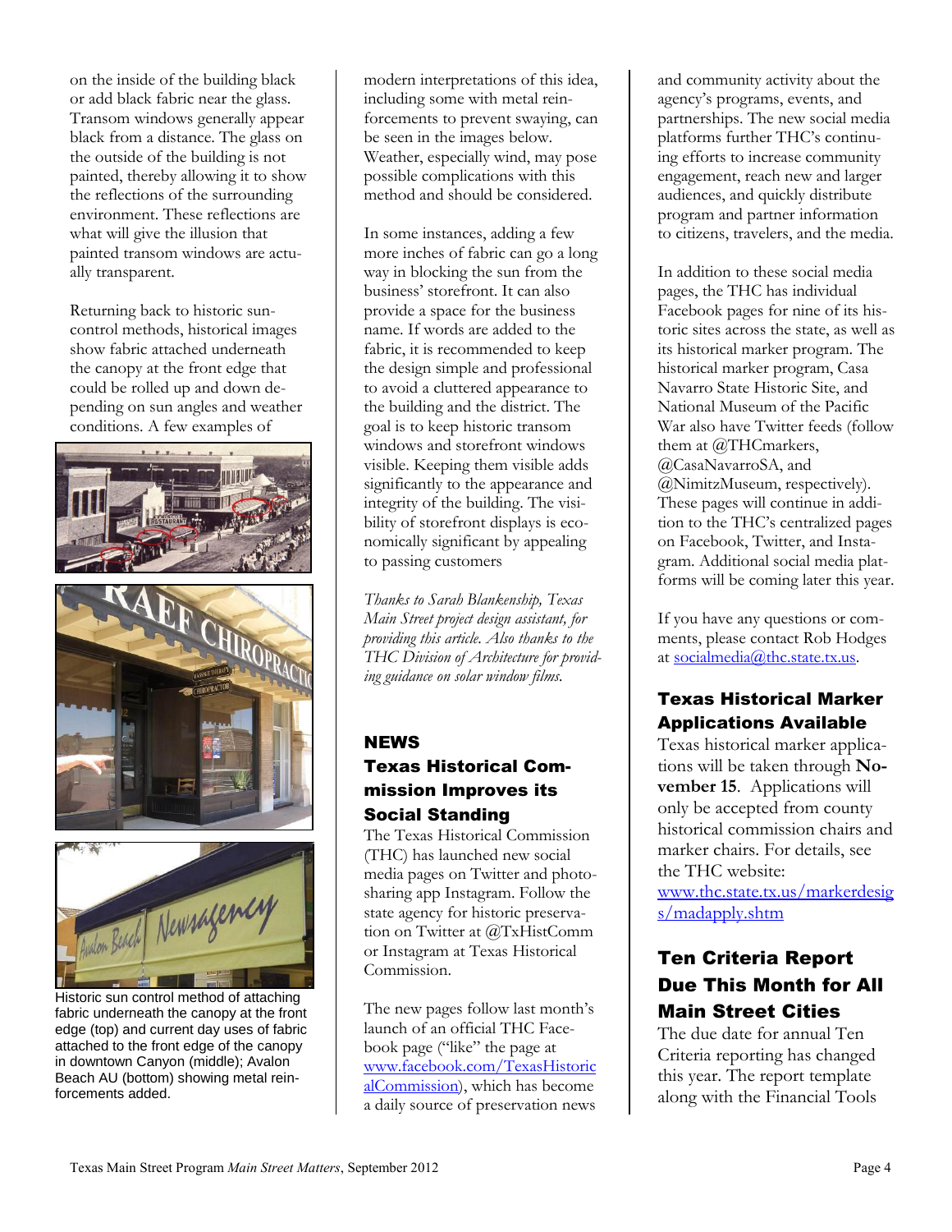on the inside of the building black or add black fabric near the glass. Transom windows generally appear black from a distance. The glass on the outside of the building is not painted, thereby allowing it to show the reflections of the surrounding environment. These reflections are what will give the illusion that painted transom windows are actually transparent.

Returning back to historic sun-control methods, historical images show fabric attached underneath the canopy at the front edge that could be rolled up and down depending on sun angles and weather conditions. A few examples of modern interpretations of this idea, including some with metal reinforcements to prevent swaying, can be seen in the images below. Weather, especially wind, may pose possible complications with this method and should be considered.

Historic sun control method of attaching fabric underneath the canopy at the front edge (top) and current day uses of fabric attached to the front edge of the canopy in downtown Canyon (middle); Avalon Beach AU (bottom) showing metal reinforcements added.

In some instances, adding a few more inches of fabric can go a long way in blocking the sun from the business' storefront. It can also provide a space for the business name. If words are added to the fabric, it is recommended to keep the design simple and professional to avoid a cluttered appearance to the building and the district. The goal is to keep historic transom windows and storefront windows visible. Keeping them visible adds significantly to the appearance and integrity of the building. The visibility of storefront displays is economically significant by appealing to passing customers

*Thanks to Sarah Blankenship, Texas Main Street project design assistant, for providing this article. Also thanks to the THC Division of Architecture for providing guidance on solar window films.*

## NEWS

### Texas Historical Commission Improves its Social Standing

The Texas Historical Commission (THC) has launched new social media pages on Twitter and photo-sharing app Instagram. Follow the state agency for historic preservation on Twitter at @TxHistComm or Instagram at Texas Historical Commission.

The new pages follow last month's launch of an official THC Facebook page ("like" the page at www.facebook.com/TexasHistoricalCommission), which has become a daily source of preservation news and community activity about the agency's programs, events, and partnerships. The new social media platforms further THC's continuing efforts to increase community engagement, reach new and larger audiences, and quickly distribute program and partner information to citizens, travelers, and the media.

In addition to these social media pages, the THC has individual Facebook pages for nine of its historic sites across the state, as well as its historical marker program. The historical marker program, Casa Navarro State Historic Site, and National Museum of the Pacific War also have Twitter feeds (follow them at @THCmarkers, @CasaNavarroSA, and @NimitzMuseum, respectively). These pages will continue in addition to the THC's centralized pages on Facebook, Twitter, and Instagram. Additional social media platforms will be coming later this year.

If you have any questions or comments, please contact Rob Hodges at socialmedia@thc.state.tx.us.

### Texas Historical Marker Applications Available

Texas historical marker applications will be taken through **November 15**. Applications will only be accepted from county historical commission chairs and marker chairs. For details, see the THC website: www.thc.state.tx.us/markerdesigs/madapply.shtm

### Ten Criteria Report Due This Month for All Main Street Cities

The due date for annual Ten Criteria reporting has changed this year. The report template along with the Financial Tools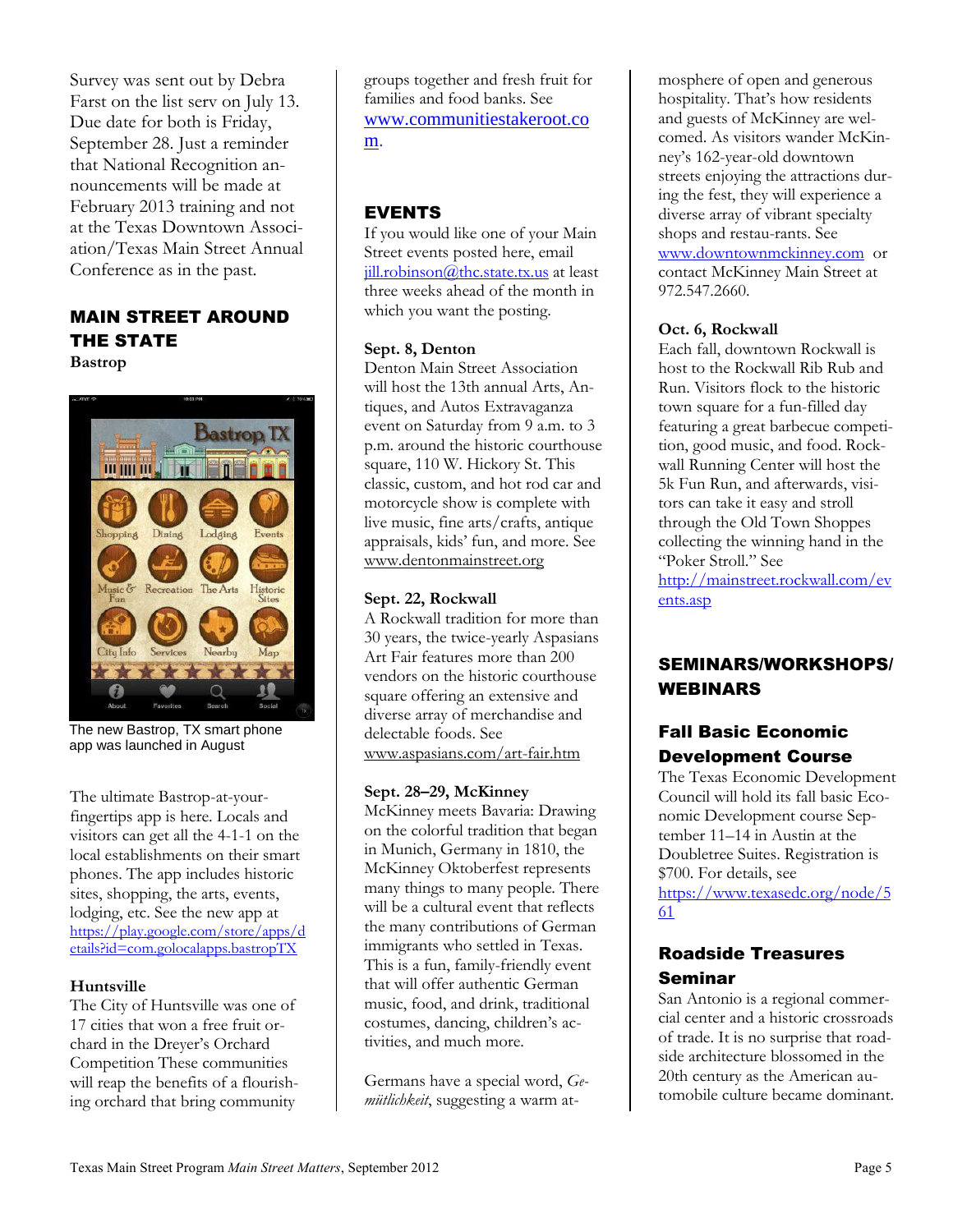Survey was sent out by Debra Farst on the list serv on July 13. Due date for both is Friday, September 28. Just a reminder that National Recognition announcements will be made at February 2013 training and not at the Texas Downtown Association/Texas Main Street Annual Conference as in the past.

## MAIN STREET AROUND THE STATE

**Bastrop**

The new Bastrop, TX smart phone app was launched in August

The ultimate Bastrop-at-your-fingertips app is here. Locals and visitors can get all the 4-1-1 on the local establishments on their smart phones. The app includes historic sites, shopping, the arts, events, lodging, etc. See the new app at https://play.google.com/store/apps/details?id=com.golocalapps.bastropTX

**Huntsville**

The City of Huntsville was one of 17 cities that won a free fruit orchard in the Dreyer's Orchard Competition These communities will reap the benefits of a flourishing orchard that bring community groups together and fresh fruit for families and food banks. See www.communitiestakeroot.com.

## EVENTS

If you would like one of your Main Street events posted here, email jill.robinson@thc.state.tx.us at least three weeks ahead of the month in which you want the posting.

**Sept. 8, Denton**

Denton Main Street Association will host the 13th annual Arts, Antiques, and Autos Extravaganza event on Saturday from 9 a.m. to 3 p.m. around the historic courthouse square, 110 W. Hickory St. This classic, custom, and hot rod car and motorcycle show is complete with live music, fine arts/crafts, antique appraisals, kids' fun, and more. See www.dentonmainstreet.org

**Sept. 22, Rockwall**

A Rockwall tradition for more than 30 years, the twice-yearly Aspasians Art Fair features more than 200 vendors on the historic courthouse square offering an extensive and diverse array of merchandise and delectable foods. See www.aspasians.com/art-fair.htm

**Sept. 28–29, McKinney**

McKinney meets Bavaria: Drawing on the colorful tradition that began in Munich, Germany in 1810, the McKinney Oktoberfest represents many things to many people. There will be a cultural event that reflects the many contributions of German immigrants who settled in Texas. This is a fun, family-friendly event that will offer authentic German music, food, and drink, traditional costumes, dancing, children's activities, and much more.

Germans have a special word, *Gemütlichkeit*, suggesting a warm atmosphere of open and generous hospitality. That's how residents and guests of McKinney are welcomed. As visitors wander McKinney's 162-year-old downtown streets enjoying the attractions during the fest, they will experience a diverse array of vibrant specialty shops and restau-rants. See www.downtownmckinney.com or contact McKinney Main Street at 972.547.2660.

**Oct. 6, Rockwall**

Each fall, downtown Rockwall is host to the Rockwall Rib Rub and Run. Visitors flock to the historic town square for a fun-filled day featuring a great barbecue competition, good music, and food. Rockwall Running Center will host the 5k Fun Run, and afterwards, visitors can take it easy and stroll through the Old Town Shoppes collecting the winning hand in the "Poker Stroll." See http://mainstreet.rockwall.com/events.asp

## SEMINARS/WORKSHOPS/ WEBINARS

### Fall Basic Economic Development Course

The Texas Economic Development Council will hold its fall basic Economic Development course September 11–14 in Austin at the Doubletree Suites. Registration is $700. For details, see https://www.texasedc.org/node/561

### Roadside Treasures Seminar

San Antonio is a regional commercial center and a historic crossroads of trade. It is no surprise that roadside architecture blossomed in the 20th century as the American automobile culture became dominant.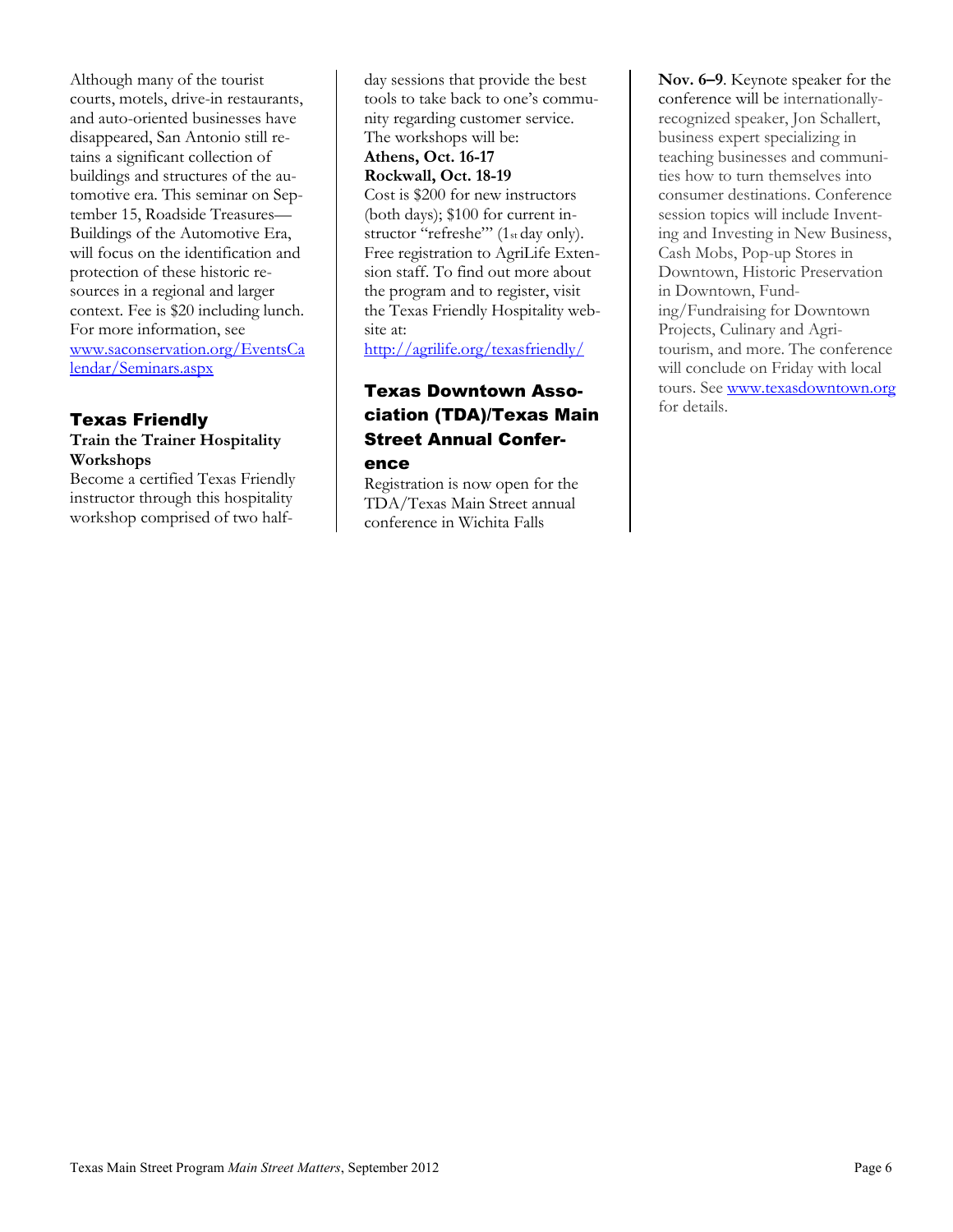Although many of the tourist courts, motels, drive-in restaurants, and auto-oriented businesses have disappeared, San Antonio still retains a significant collection of buildings and structures of the automotive era. This seminar on September 15, Roadside Treasures—Buildings of the Automotive Era, will focus on the identification and protection of these historic resources in a regional and larger context. Fee is $20 including lunch. For more information, see [www.saconservation.org/EventsCalendar/Seminars.aspx](www.saconservation.org/EventsCalendar/Seminars.aspx)

## Texas Friendly

**Train the Trainer Hospitality Workshops**

Become a certified Texas Friendly instructor through this hospitality workshop comprised of two half-day sessions that provide the best tools to take back to one's community regarding customer service. The workshops will be:

**Athens, Oct. 16-17**
**Rockwall, Oct. 18-19**

Cost is $200 for new instructors (both days); $100 for current instructor "refreshe"" (1st day only). Free registration to AgriLife Extension staff. To find out more about the program and to register, visit the Texas Friendly Hospitality website at:
[http://agrilife.org/texasfriendly/](http://agrilife.org/texasfriendly/)

## Texas Downtown Association (TDA)/Texas Main Street Annual Conference

Registration is now open for the TDA/Texas Main Street annual conference in Wichita Falls **Nov. 6–9**. Keynote speaker for the conference will be internationally-recognized speaker, Jon Schallert, business expert specializing in teaching businesses and communities how to turn themselves into consumer destinations. Conference session topics will include Inventing and Investing in New Business, Cash Mobs, Pop-up Stores in Downtown, Historic Preservation in Downtown, Funding/Fundraising for Downtown Projects, Culinary and Agri-tourism, and more. The conference will conclude on Friday with local tours. See [www.texasdowntown.org](www.texasdowntown.org) for details.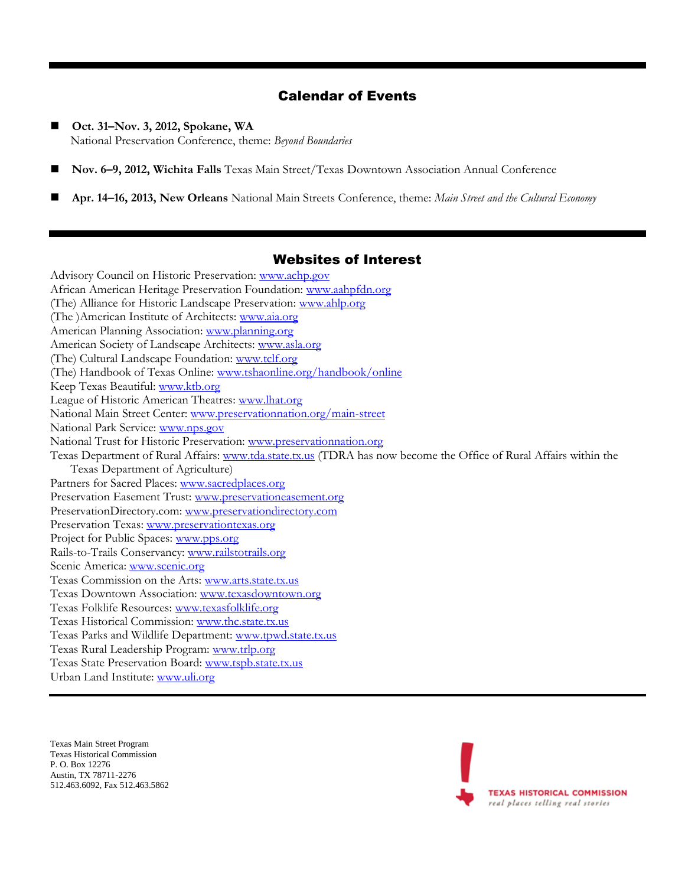## Calendar of Events

- **Oct. 31–Nov. 3, 2012, Spokane, WA**
  National Preservation Conference, theme: *Beyond Boundaries*
- **Nov. 6–9, 2012, Wichita Falls** Texas Main Street/Texas Downtown Association Annual Conference
- **Apr. 14–16, 2013, New Orleans** National Main Streets Conference, theme: *Main Street and the Cultural Economy*

## Websites of Interest

Advisory Council on Historic Preservation: www.achp.gov
African American Heritage Preservation Foundation: www.aahpfdn.org
(The) Alliance for Historic Landscape Preservation: www.ahlp.org
(The )American Institute of Architects: www.aia.org
American Planning Association: www.planning.org
American Society of Landscape Architects: www.asla.org
(The) Cultural Landscape Foundation: www.tclf.org
(The) Handbook of Texas Online: www.tshaonline.org/handbook/online
Keep Texas Beautiful: www.ktb.org
League of Historic American Theatres: www.lhat.org
National Main Street Center: www.preservationnation.org/main-street
National Park Service: www.nps.gov
National Trust for Historic Preservation: www.preservationnation.org
Texas Department of Rural Affairs: www.tda.state.tx.us (TDRA has now become the Office of Rural Affairs within the Texas Department of Agriculture)
Partners for Sacred Places: www.sacredplaces.org
Preservation Easement Trust: www.preservationeasement.org
PreservationDirectory.com: www.preservationdirectory.com
Preservation Texas: www.preservationtexas.org
Project for Public Spaces: www.pps.org
Rails-to-Trails Conservancy: www.railstotrails.org
Scenic America: www.scenic.org
Texas Commission on the Arts: www.arts.state.tx.us
Texas Downtown Association: www.texasdowntown.org
Texas Folklife Resources: www.texasfolklife.org
Texas Historical Commission: www.thc.state.tx.us
Texas Parks and Wildlife Department: www.tpwd.state.tx.us
Texas Rural Leadership Program: www.trlp.org
Texas State Preservation Board: www.tspb.state.tx.us
Urban Land Institute: www.uli.org

Texas Main Street Program
Texas Historical Commission
P. O. Box 12276
Austin, TX 78711-2276
512.463.6092, Fax 512.463.5862

TEXAS HISTORICAL COMMISSION
*real places telling real stories*